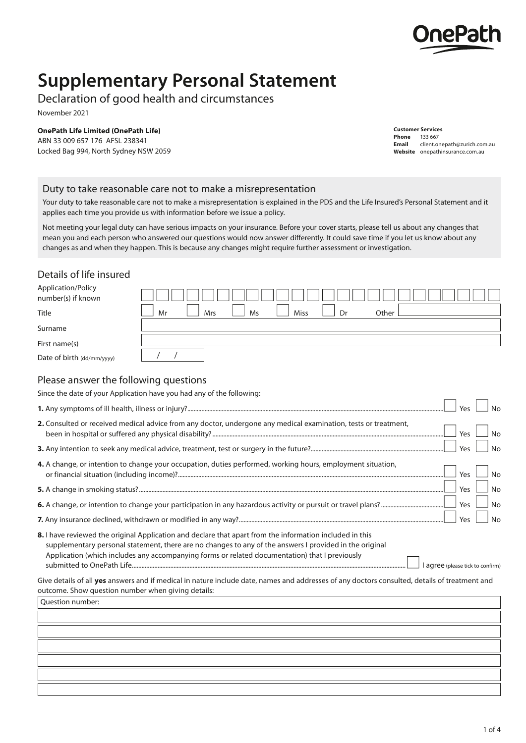OnePath

# Supplementary Personal Statement

## Declaration of good health and circumstances

November 2021

**OnePath Life Limited (OnePath Life)**
ABN 33 009 657 176 AFSL 238341
Locked Bag 994, North Sydney NSW 2059

**Customer Services**
**Phone** 133 667
**Email** client.onepath@zurich.com.au
**Website** onepathinsurance.com.au

### Duty to take reasonable care not to make a misrepresentation

Your duty to take reasonable care not to make a misrepresentation is explained in the PDS and the Life Insured's Personal Statement and it applies each time you provide us with information before we issue a policy.

Not meeting your legal duty can have serious impacts on your insurance. Before your cover starts, please tell us about any changes that mean you and each person who answered our questions would now answer differently. It could save time if you let us know about any changes as and when they happen. This is because any changes might require further assessment or investigation.

### Details of life insured

Application/Policy number(s) if known: ☐☐☐☐☐☐☐☐☐☐☐☐☐☐☐☐☐☐☐☐☐☐☐☐

Title: ☐ Mr ☐ Mrs ☐ Ms ☐ Miss ☐ Dr Other ____________

Surname: ____________

First name(s): ____________

Date of birth (dd/mm/yyyy): / /

### Please answer the following questions

Since the date of your Application have you had any of the following:

**1.** Any symptoms of ill health, illness or injury? ☐ Yes ☐ No

**2.** Consulted or received medical advice from any doctor, undergone any medical examination, tests or treatment, been in hospital or suffered any physical disability? ☐ Yes ☐ No

**3.** Any intention to seek any medical advice, treatment, test or surgery in the future? ☐ Yes ☐ No

**4.** A change, or intention to change your occupation, duties performed, working hours, employment situation, or financial situation (including income)? ☐ Yes ☐ No

**5.** A change in smoking status? ☐ Yes ☐ No

**6.** A change, or intention to change your participation in any hazardous activity or pursuit or travel plans? ☐ Yes ☐ No

**7.** Any insurance declined, withdrawn or modified in any way? ☐ Yes ☐ No

**8.** I have reviewed the original Application and declare that apart from the information included in this supplementary personal statement, there are no changes to any of the answers I provided in the original Application (which includes any accompanying forms or related documentation) that I previously submitted to OnePath Life. ☐ I agree (please tick to confirm)

Give details of all **yes** answers and if medical in nature include date, names and addresses of any doctors consulted, details of treatment and outcome. Show question number when giving details:

Question number: ____________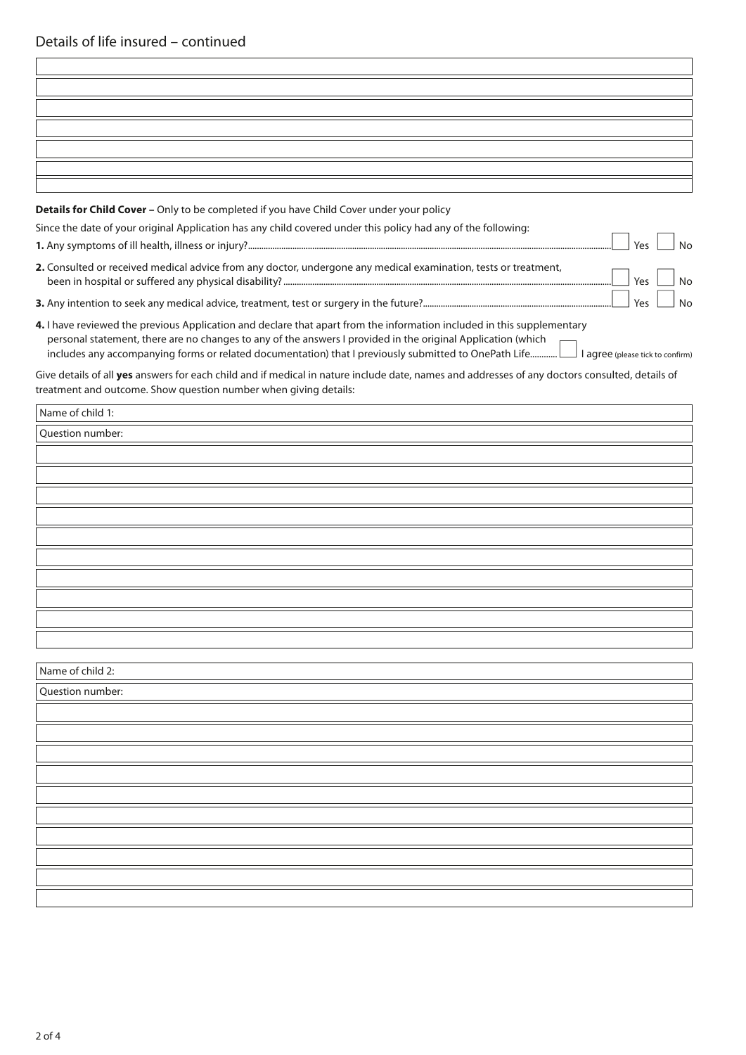## Details of life insured – continued

**Details for Child Cover –** Only to be completed if you have Child Cover under your policy

Since the date of your original Application has any child covered under this policy had any of the following:

**1.** Any symptoms of ill health, illness or injury? ☐ Yes ☐ No

**2.** Consulted or received medical advice from any doctor, undergone any medical examination, tests or treatment, been in hospital or suffered any physical disability? ☐ Yes ☐ No

**3.** Any intention to seek any medical advice, treatment, test or surgery in the future? ☐ Yes ☐ No

**4.** I have reviewed the previous Application and declare that apart from the information included in this supplementary personal statement, there are no changes to any of the answers I provided in the original Application (which includes any accompanying forms or related documentation) that I previously submitted to OnePath Life ☐ I agree (please tick to confirm)

Give details of all **yes** answers for each child and if medical in nature include date, names and addresses of any doctors consulted, details of treatment and outcome. Show question number when giving details:

Name of child 1:

Question number:

Name of child 2:

Question number: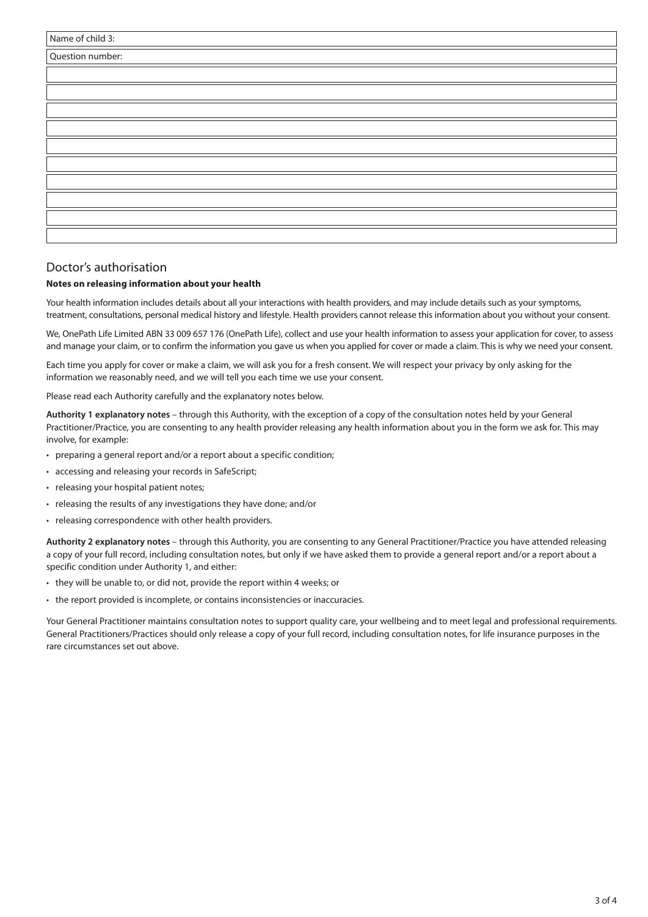| Name of child 3: |
|---|
| Question number: |
| |
| |
| |
| |
| |
| |
| |
| |
| |
| |

## Doctor's authorisation

**Notes on releasing information about your health**

Your health information includes details about all your interactions with health providers, and may include details such as your symptoms, treatment, consultations, personal medical history and lifestyle. Health providers cannot release this information about you without your consent.

We, OnePath Life Limited ABN 33 009 657 176 (OnePath Life), collect and use your health information to assess your application for cover, to assess and manage your claim, or to confirm the information you gave us when you applied for cover or made a claim. This is why we need your consent.

Each time you apply for cover or make a claim, we will ask you for a fresh consent. We will respect your privacy by only asking for the information we reasonably need, and we will tell you each time we use your consent.

Please read each Authority carefully and the explanatory notes below.

**Authority 1 explanatory notes** – through this Authority, with the exception of a copy of the consultation notes held by your General Practitioner/Practice, you are consenting to any health provider releasing any health information about you in the form we ask for. This may involve, for example:

- preparing a general report and/or a report about a specific condition;
- accessing and releasing your records in SafeScript;
- releasing your hospital patient notes;
- releasing the results of any investigations they have done; and/or
- releasing correspondence with other health providers.

**Authority 2 explanatory notes** – through this Authority, you are consenting to any General Practitioner/Practice you have attended releasing a copy of your full record, including consultation notes, but only if we have asked them to provide a general report and/or a report about a specific condition under Authority 1, and either:

- they will be unable to, or did not, provide the report within 4 weeks; or
- the report provided is incomplete, or contains inconsistencies or inaccuracies.

Your General Practitioner maintains consultation notes to support quality care, your wellbeing and to meet legal and professional requirements. General Practitioners/Practices should only release a copy of your full record, including consultation notes, for life insurance purposes in the rare circumstances set out above.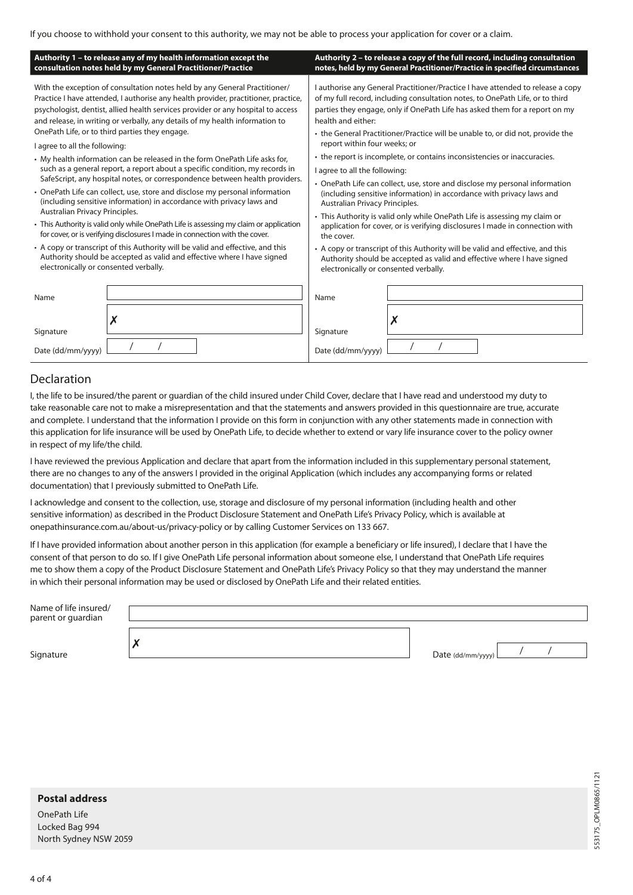If you choose to withhold your consent to this authority, we may not be able to process your application for cover or a claim.

**Authority 1 – to release any of my health information except the consultation notes held by my General Practitioner/Practice**

With the exception of consultation notes held by any General Practitioner/Practice I have attended, I authorise any health provider, practitioner, practice, psychologist, dentist, allied health services provider or any hospital to access and release, in writing or verbally, any details of my health information to OnePath Life, or to third parties they engage.

I agree to all the following:

- My health information can be released in the form OnePath Life asks for, such as a general report, a report about a specific condition, my records in SafeScript, any hospital notes, or correspondence between health providers.
- OnePath Life can collect, use, store and disclose my personal information (including sensitive information) in accordance with privacy laws and Australian Privacy Principles.
- This Authority is valid only while OnePath Life is assessing my claim or application for cover, or is verifying disclosures I made in connection with the cover.
- A copy or transcript of this Authority will be valid and effective, and this Authority should be accepted as valid and effective where I have signed electronically or consented verbally.

| | |
|---|---|
| Name | |
| Signature | ✗ |
| Date (dd/mm/yyyy) | / / |

**Authority 2 – to release a copy of the full record, including consultation notes, held by my General Practitioner/Practice in specified circumstances**

I authorise any General Practitioner/Practice I have attended to release a copy of my full record, including consultation notes, to OnePath Life, or to third parties they engage, only if OnePath Life has asked them for a report on my health and either:

- the General Practitioner/Practice will be unable to, or did not, provide the report within four weeks; or
- the report is incomplete, or contains inconsistencies or inaccuracies.

I agree to all the following:

- OnePath Life can collect, use, store and disclose my personal information (including sensitive information) in accordance with privacy laws and Australian Privacy Principles.
- This Authority is valid only while OnePath Life is assessing my claim or application for cover, or is verifying disclosures I made in connection with the cover.
- A copy or transcript of this Authority will be valid and effective, and this Authority should be accepted as valid and effective where I have signed electronically or consented verbally.

| | |
|---|---|
| Name | |
| Signature | ✗ |
| Date (dd/mm/yyyy) | / / |

## Declaration

I, the life to be insured/the parent or guardian of the child insured under Child Cover, declare that I have read and understood my duty to take reasonable care not to make a misrepresentation and that the statements and answers provided in this questionnaire are true, accurate and complete. I understand that the information I provide on this form in conjunction with any other statements made in connection with this application for life insurance will be used by OnePath Life, to decide whether to extend or vary life insurance cover to the policy owner in respect of my life/the child.

I have reviewed the previous Application and declare that apart from the information included in this supplementary personal statement, there are no changes to any of the answers I provided in the original Application (which includes any accompanying forms or related documentation) that I previously submitted to OnePath Life.

I acknowledge and consent to the collection, use, storage and disclosure of my personal information (including health and other sensitive information) as described in the Product Disclosure Statement and OnePath Life's Privacy Policy, which is available at onepathinsurance.com.au/about-us/privacy-policy or by calling Customer Services on 133 667.

If I have provided information about another person in this application (for example a beneficiary or life insured), I declare that I have the consent of that person to do so. If I give OnePath Life personal information about someone else, I understand that OnePath Life requires me to show them a copy of the Product Disclosure Statement and OnePath Life's Privacy Policy so that they may understand the manner in which their personal information may be used or disclosed by OnePath Life and their related entities.

| | | | |
|---|---|---|---|
| Name of life insured/parent or guardian | | | |
| Signature | ✗ | Date (dd/mm/yyyy) | / / |

**Postal address**

OnePath Life
Locked Bag 994
North Sydney NSW 2059

553175_OPLM0865/1121